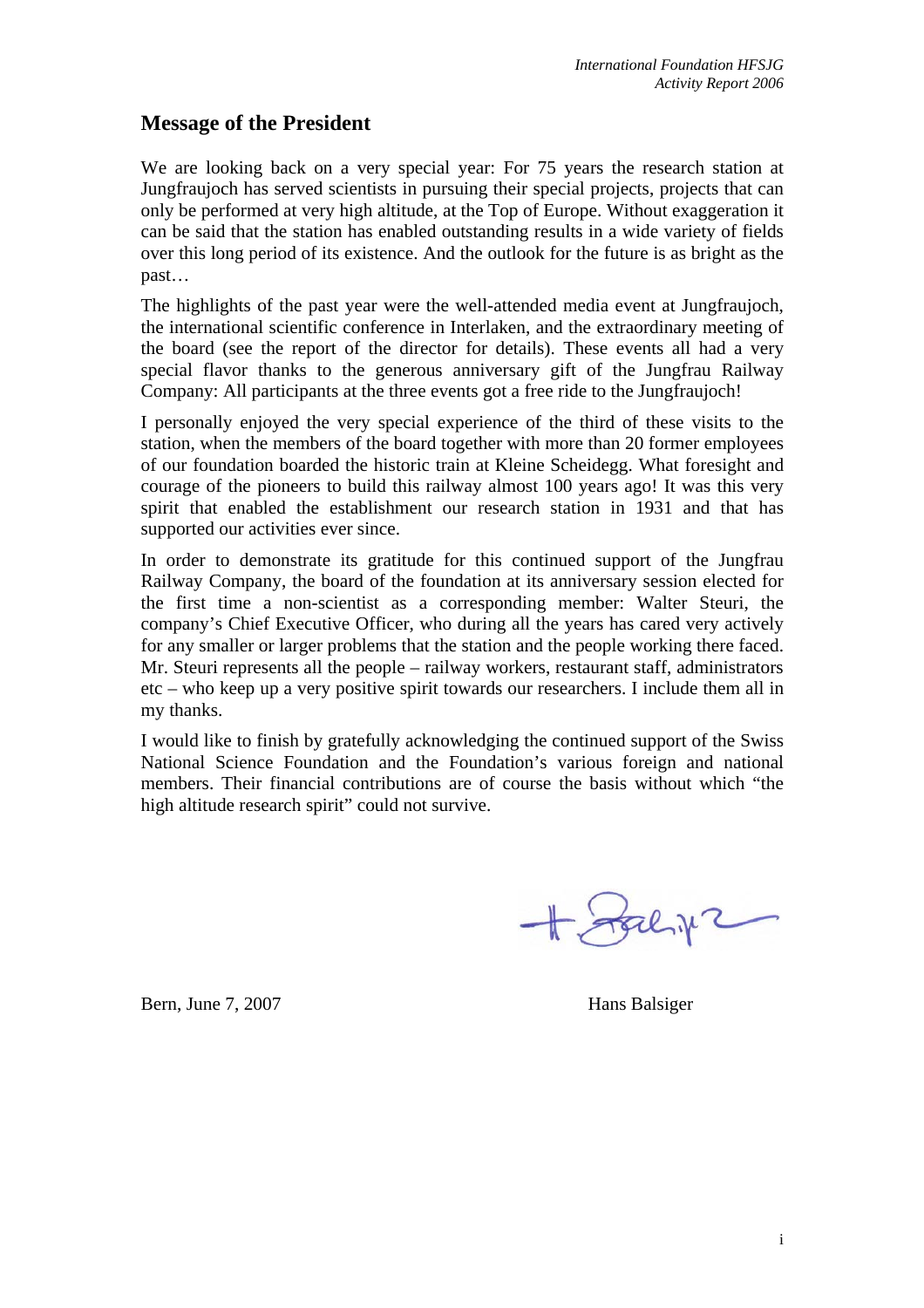## Message of the President

We are looking back on a very special year: For 75 years the research station at Jungfraujoch has served scientists in pursuing their special projects, projects that can only be performed at very high altitude, at the Top of Europe. Without exaggeration it can be said that the station has enabled outstanding results in a wide variety of fields over this long period of its existence. And the outlook for the future is as bright as the past…

The highlights of the past year were the well-attended media event at Jungfraujoch, the international scientific conference in Interlaken, and the extraordinary meeting of the board (see the report of the director for details). These events all had a very special flavor thanks to the generous anniversary gift of the Jungfrau Railway Company: All participants at the three events got a free ride to the Jungfraujoch!

I personally enjoyed the very special experience of the third of these visits to the station, when the members of the board together with more than 20 former employees of our foundation boarded the historic train at Kleine Scheidegg. What foresight and courage of the pioneers to build this railway almost 100 years ago! It was this very spirit that enabled the establishment our research station in 1931 and that has supported our activities ever since.

In order to demonstrate its gratitude for this continued support of the Jungfrau Railway Company, the board of the foundation at its anniversary session elected for the first time a non-scientist as a corresponding member: Walter Steuri, the company's Chief Executive Officer, who during all the years has cared very actively for any smaller or larger problems that the station and the people working there faced. Mr. Steuri represents all the people – railway workers, restaurant staff, administrators etc – who keep up a very positive spirit towards our researchers. I include them all in my thanks.

I would like to finish by gratefully acknowledging the continued support of the Swiss National Science Foundation and the Foundation's various foreign and national members. Their financial contributions are of course the basis without which "the high altitude research spirit" could not survive.

Bern, June 7, 2007

Hans Balsiger